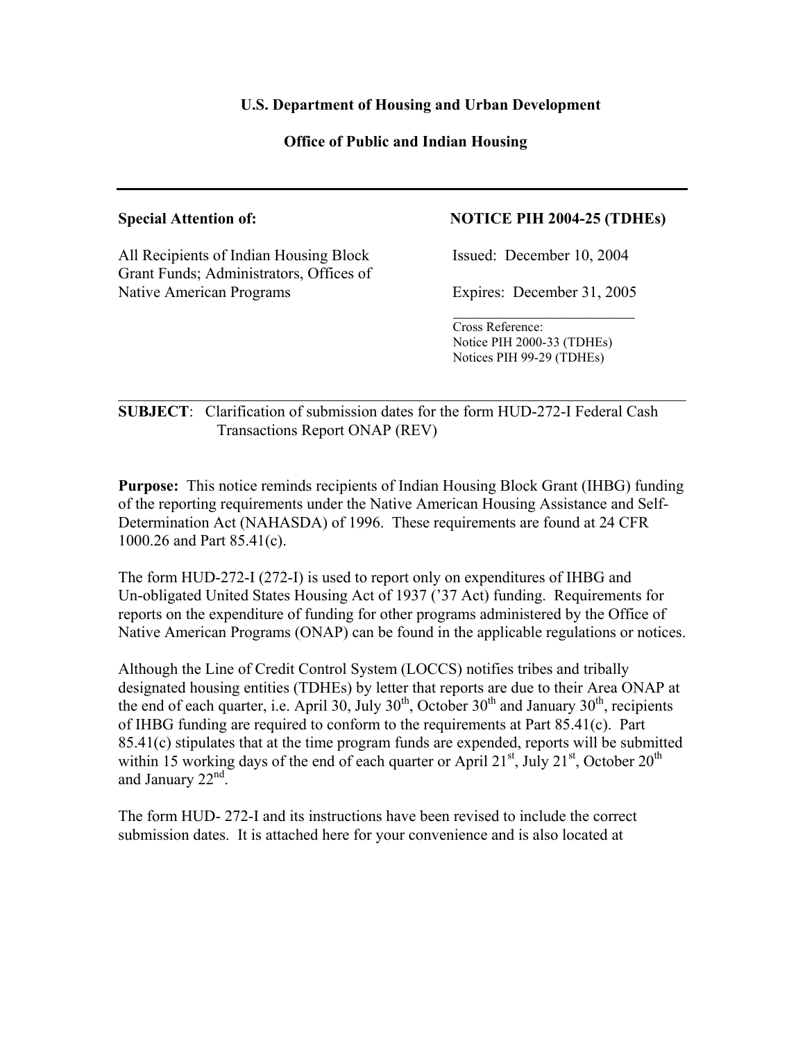**U.S. Department of Housing and Urban Development**

**Office of Public and Indian Housing**

---

**Special Attention of:**

All Recipients of Indian Housing Block Grant Funds; Administrators, Offices of Native American Programs

**NOTICE PIH 2004-25 (TDHEs)**

Issued: December 10, 2004

Expires: December 31, 2005

Cross Reference:
Notice PIH 2000-33 (TDHEs)
Notices PIH 99-29 (TDHEs)

---

**SUBJECT**: Clarification of submission dates for the form HUD-272-I Federal Cash Transactions Report ONAP (REV)

**Purpose:** This notice reminds recipients of Indian Housing Block Grant (IHBG) funding of the reporting requirements under the Native American Housing Assistance and Self-Determination Act (NAHASDA) of 1996. These requirements are found at 24 CFR 1000.26 and Part 85.41(c).

The form HUD-272-I (272-I) is used to report only on expenditures of IHBG and Un-obligated United States Housing Act of 1937 ('37 Act) funding. Requirements for reports on the expenditure of funding for other programs administered by the Office of Native American Programs (ONAP) can be found in the applicable regulations or notices.

Although the Line of Credit Control System (LOCCS) notifies tribes and tribally designated housing entities (TDHEs) by letter that reports are due to their Area ONAP at the end of each quarter, i.e. April 30, July 30th, October 30th and January 30th, recipients of IHBG funding are required to conform to the requirements at Part 85.41(c). Part 85.41(c) stipulates that at the time program funds are expended, reports will be submitted within 15 working days of the end of each quarter or April 21st, July 21st, October 20th and January 22nd.

The form HUD- 272-I and its instructions have been revised to include the correct submission dates. It is attached here for your convenience and is also located at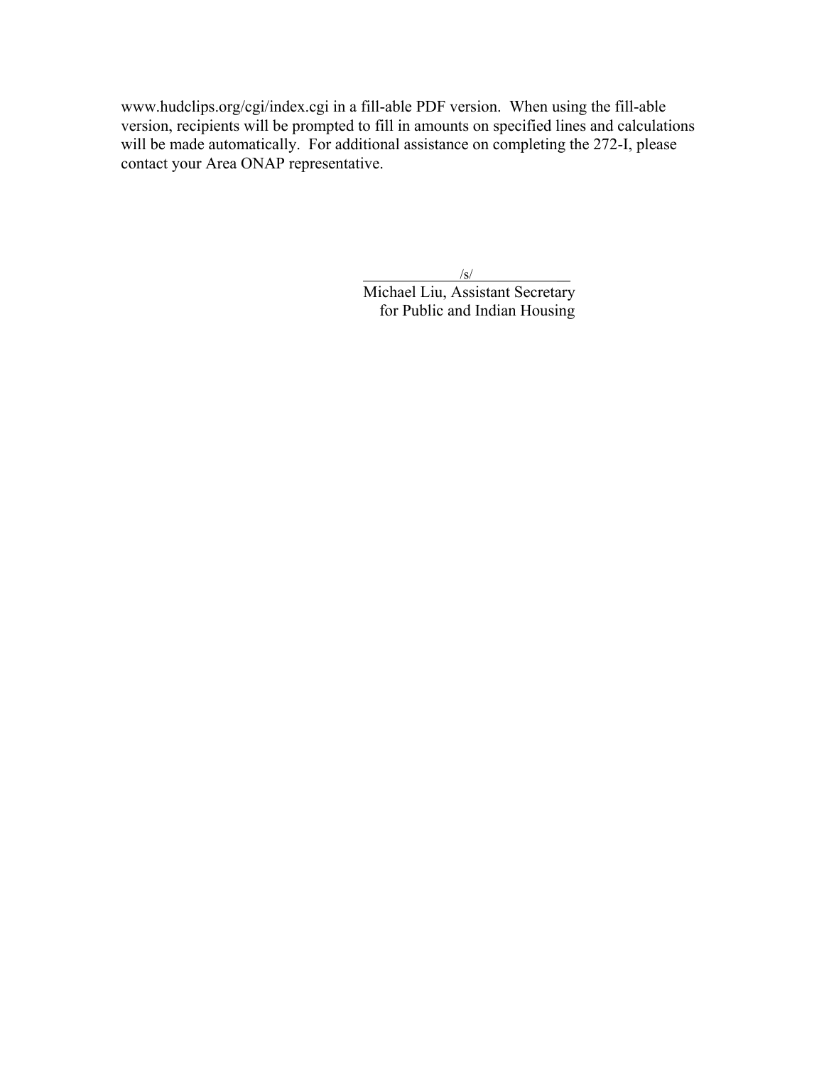www.hudclips.org/cgi/index.cgi in a fill-able PDF version. When using the fill-able version, recipients will be prompted to fill in amounts on specified lines and calculations will be made automatically. For additional assistance on completing the 272-I, please contact your Area ONAP representative.

/s/

Michael Liu, Assistant Secretary
for Public and Indian Housing